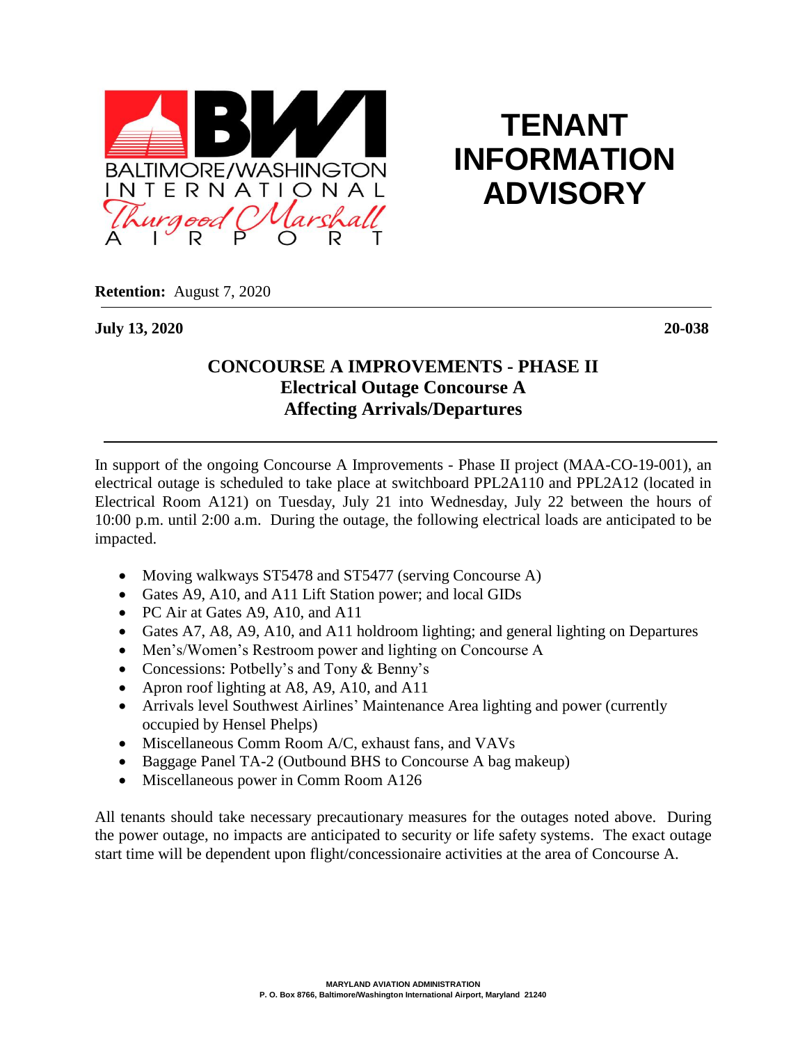BALTIMORE/WASHINGTON INTERNATIONAL Thurgood Marshall AIRPORT

# TENANT INFORMATION ADVISORY

**Retention:** August 7, 2020

**July 13, 2020** **20-038**

## CONCOURSE A IMPROVEMENTS - PHASE II
### Electrical Outage Concourse A
### Affecting Arrivals/Departures

In support of the ongoing Concourse A Improvements - Phase II project (MAA-CO-19-001), an electrical outage is scheduled to take place at switchboard PPL2A110 and PPL2A12 (located in Electrical Room A121) on Tuesday, July 21 into Wednesday, July 22 between the hours of 10:00 p.m. until 2:00 a.m. During the outage, the following electrical loads are anticipated to be impacted.

- Moving walkways ST5478 and ST5477 (serving Concourse A)
- Gates A9, A10, and A11 Lift Station power; and local GIDs
- PC Air at Gates A9, A10, and A11
- Gates A7, A8, A9, A10, and A11 holdroom lighting; and general lighting on Departures
- Men's/Women's Restroom power and lighting on Concourse A
- Concessions: Potbelly's and Tony & Benny's
- Apron roof lighting at A8, A9, A10, and A11
- Arrivals level Southwest Airlines' Maintenance Area lighting and power (currently occupied by Hensel Phelps)
- Miscellaneous Comm Room A/C, exhaust fans, and VAVs
- Baggage Panel TA-2 (Outbound BHS to Concourse A bag makeup)
- Miscellaneous power in Comm Room A126

All tenants should take necessary precautionary measures for the outages noted above. During the power outage, no impacts are anticipated to security or life safety systems. The exact outage start time will be dependent upon flight/concessionaire activities at the area of Concourse A.

MARYLAND AVIATION ADMINISTRATION
P. O. Box 8766, Baltimore/Washington International Airport, Maryland 21240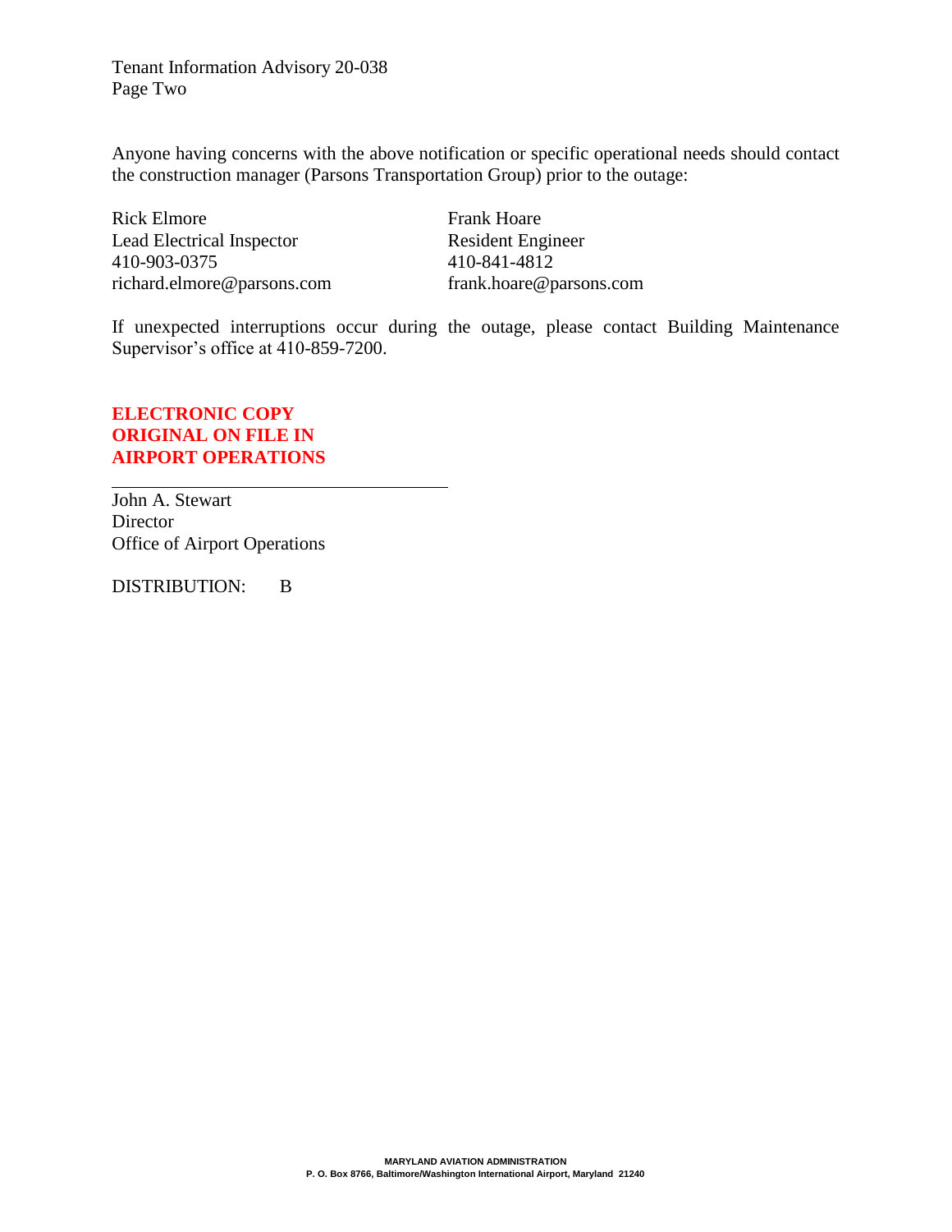Anyone having concerns with the above notification or specific operational needs should contact the construction manager (Parsons Transportation Group) prior to the outage:

| | |
|---|---|
| Rick Elmore | Frank Hoare |
| Lead Electrical Inspector | Resident Engineer |
| 410-903-0375 | 410-841-4812 |
| richard.elmore@parsons.com | frank.hoare@parsons.com |

If unexpected interruptions occur during the outage, please contact Building Maintenance Supervisor's office at 410-859-7200.

**ELECTRONIC COPY**
**ORIGINAL ON FILE IN**
**AIRPORT OPERATIONS**

John A. Stewart
Director
Office of Airport Operations

DISTRIBUTION: B

MARYLAND AVIATION ADMINISTRATION
P. O. Box 8766, Baltimore/Washington International Airport, Maryland 21240